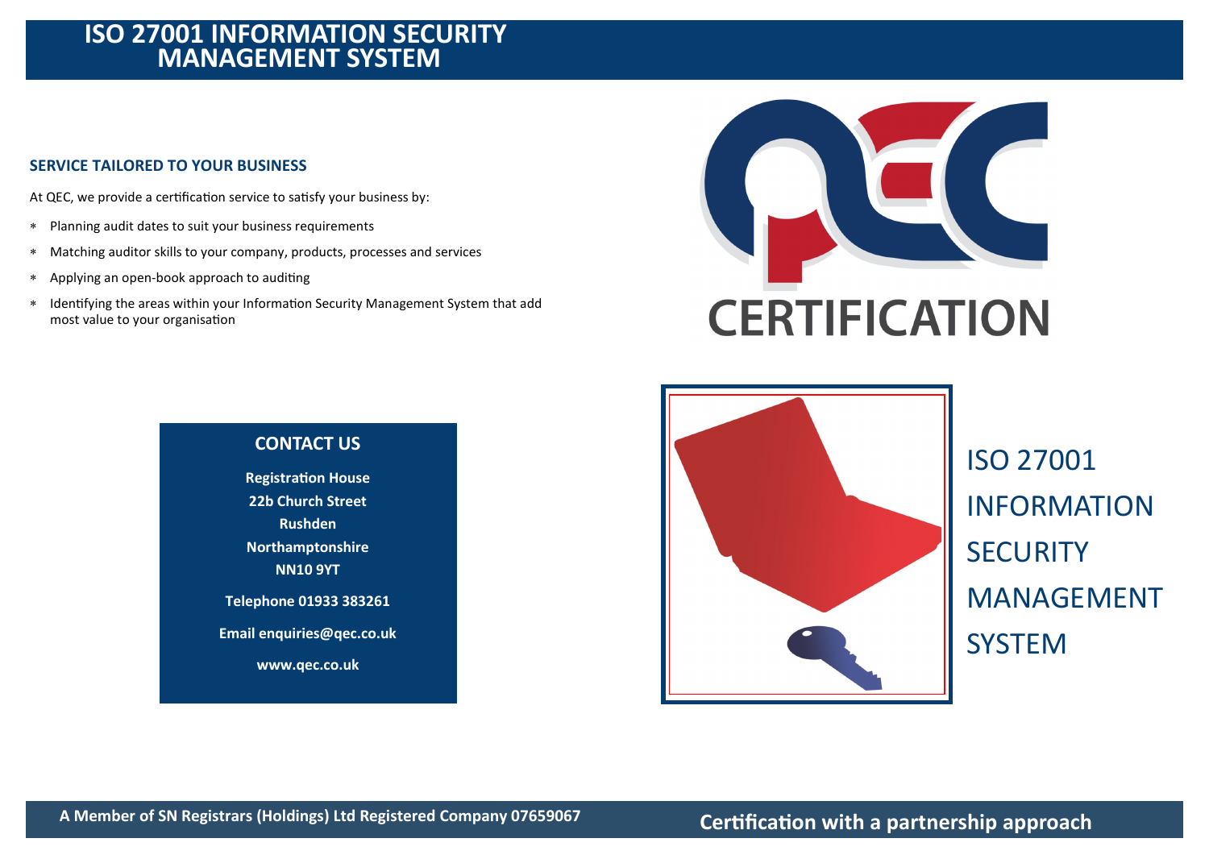# ISO 27001 INFORMATION SECURITY MANAGEMENT SYSTEM

## SERVICE TAILORED TO YOUR BUSINESS

At QEC, we provide a certification service to satisfy your business by:

* Planning audit dates to suit your business requirements
* Matching auditor skills to your company, products, processes and services
* Applying an open-book approach to auditing
* Identifying the areas within your Information Security Management System that add most value to your organisation

CERTIFICATION

## CONTACT US

**Registration House**
**22b Church Street**
**Rushden**
**Northamptonshire**
**NN10 9YT**

**Telephone 01933 383261**

**Email enquiries@qec.co.uk**

**www.qec.co.uk**

ISO 27001 INFORMATION SECURITY MANAGEMENT SYSTEM

**A Member of SN Registrars (Holdings) Ltd Registered Company 07659067**

**Certification with a partnership approach**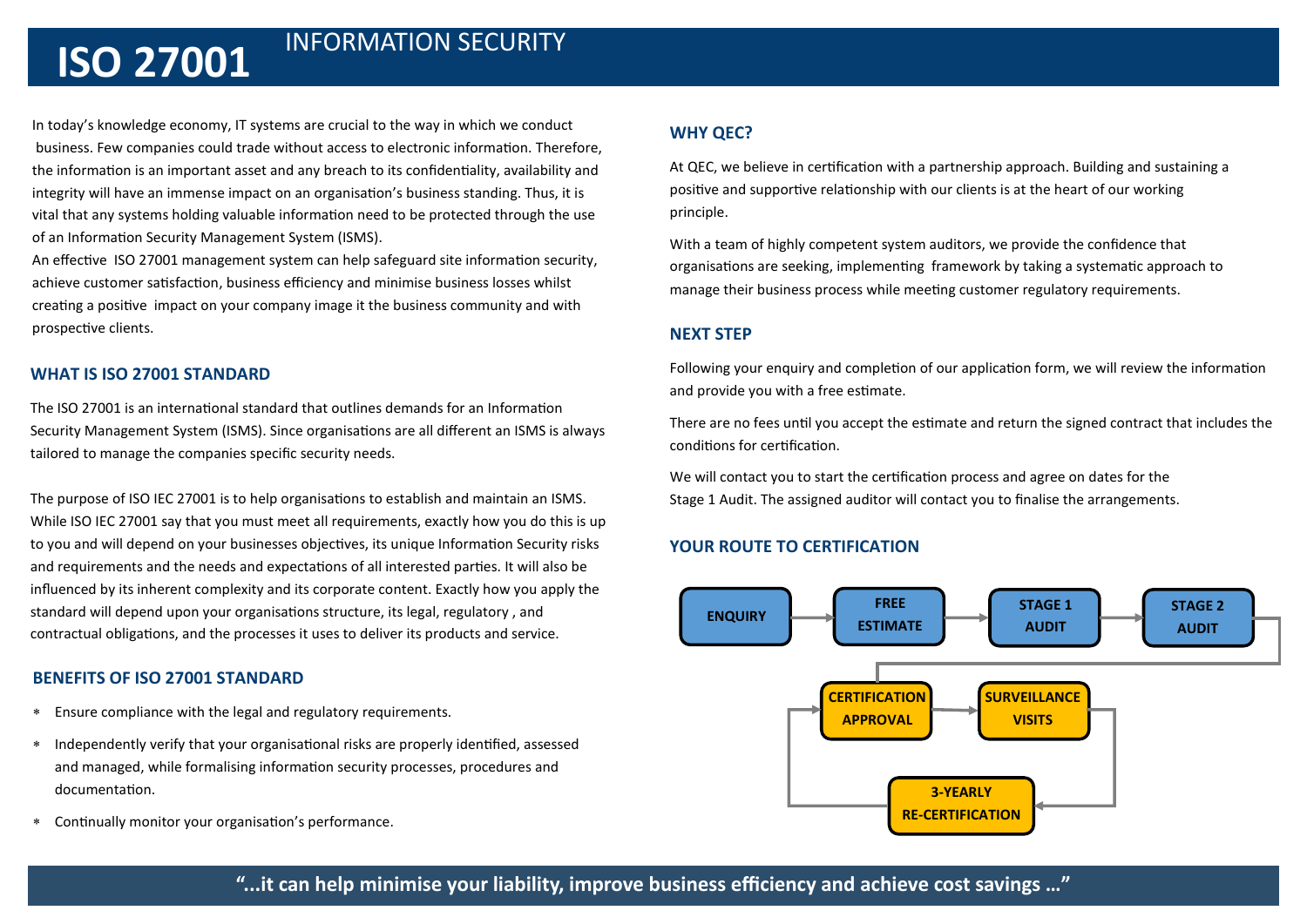# ISO 27001 INFORMATION SECURITY

In today's knowledge economy, IT systems are crucial to the way in which we conduct business. Few companies could trade without access to electronic information. Therefore, the information is an important asset and any breach to its confidentiality, availability and integrity will have an immense impact on an organisation's business standing. Thus, it is vital that any systems holding valuable information need to be protected through the use of an Information Security Management System (ISMS).

An effective ISO 27001 management system can help safeguard site information security, achieve customer satisfaction, business efficiency and minimise business losses whilst creating a positive impact on your company image it the business community and with prospective clients.

## WHAT IS ISO 27001 STANDARD

The ISO 27001 is an international standard that outlines demands for an Information Security Management System (ISMS). Since organisations are all different an ISMS is always tailored to manage the companies specific security needs.

The purpose of ISO IEC 27001 is to help organisations to establish and maintain an ISMS. While ISO IEC 27001 say that you must meet all requirements, exactly how you do this is up to you and will depend on your businesses objectives, its unique Information Security risks and requirements and the needs and expectations of all interested parties. It will also be influenced by its inherent complexity and its corporate content. Exactly how you apply the standard will depend upon your organisations structure, its legal, regulatory , and contractual obligations, and the processes it uses to deliver its products and service.

## BENEFITS OF ISO 27001 STANDARD

- Ensure compliance with the legal and regulatory requirements.
- Independently verify that your organisational risks are properly identified, assessed and managed, while formalising information security processes, procedures and documentation.
- Continually monitor your organisation's performance.

## WHY QEC?

At QEC, we believe in certification with a partnership approach. Building and sustaining a positive and supportive relationship with our clients is at the heart of our working principle.

With a team of highly competent system auditors, we provide the confidence that organisations are seeking, implementing framework by taking a systematic approach to manage their business process while meeting customer regulatory requirements.

## NEXT STEP

Following your enquiry and completion of our application form, we will review the information and provide you with a free estimate.

There are no fees until you accept the estimate and return the signed contract that includes the conditions for certification.

We will contact you to start the certification process and agree on dates for the Stage 1 Audit. The assigned auditor will contact you to finalise the arrangements.

## YOUR ROUTE TO CERTIFICATION

ENQUIRY

FREE ESTIMATE

STAGE 1 AUDIT

STAGE 2 AUDIT

CERTIFICATION APPROVAL

SURVEILLANCE VISITS

3-YEARLY RE-CERTIFICATION

**"...it can help minimise your liability, improve business efficiency and achieve cost savings ..."**